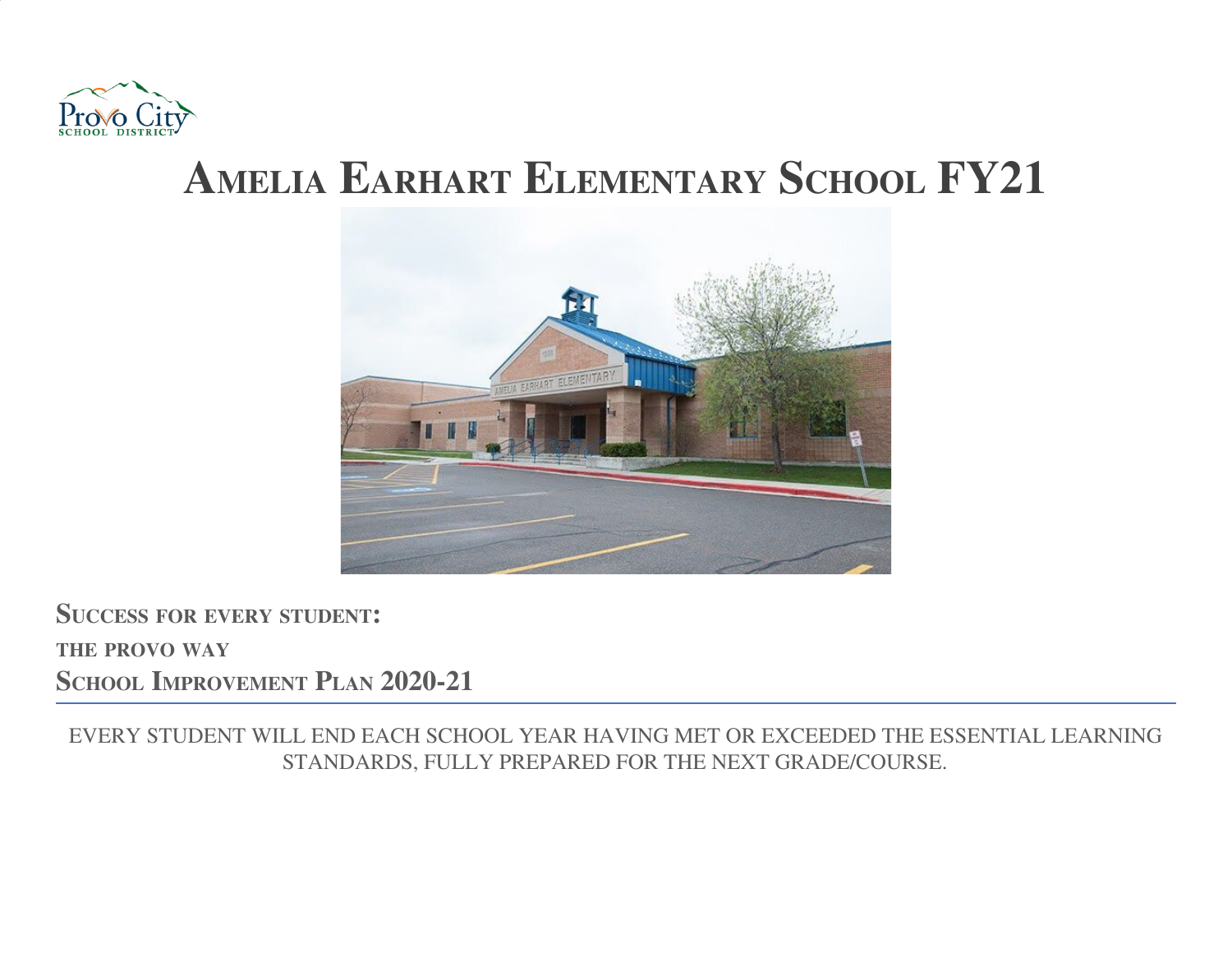# Amelia Earhart Elementary School FY21

**Success for every student:**

**the provo way**

**School Improvement Plan 2020-21**

---

EVERY STUDENT WILL END EACH SCHOOL YEAR HAVING MET OR EXCEEDED THE ESSENTIAL LEARNING STANDARDS, FULLY PREPARED FOR THE NEXT GRADE/COURSE.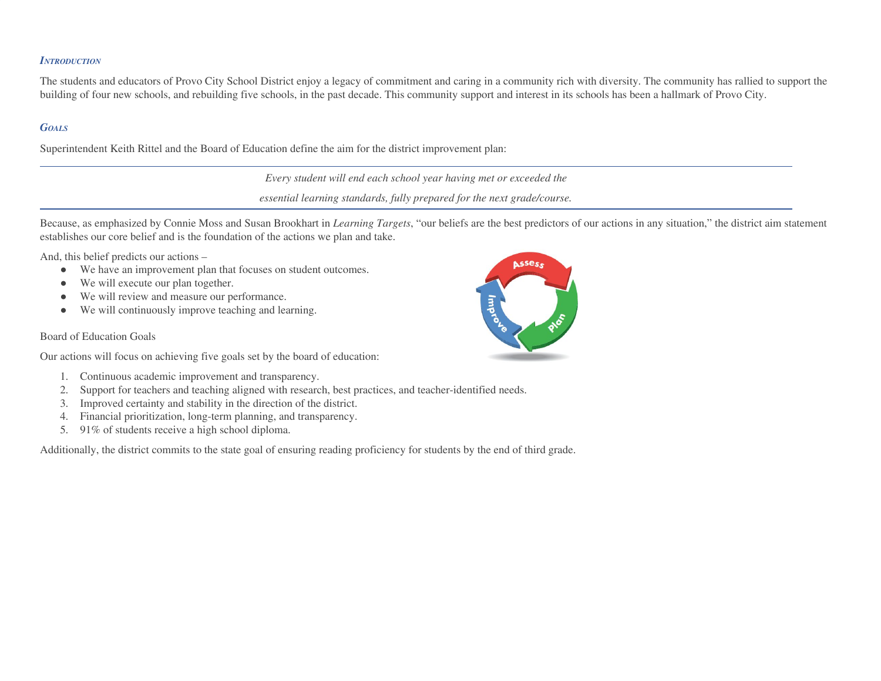### *Introduction*

The students and educators of Provo City School District enjoy a legacy of commitment and caring in a community rich with diversity. The community has rallied to support the building of four new schools, and rebuilding five schools, in the past decade. This community support and interest in its schools has been a hallmark of Provo City.

### *Goals*

Superintendent Keith Rittel and the Board of Education define the aim for the district improvement plan:

---

*Every student will end each school year having met or exceeded the*

*essential learning standards, fully prepared for the next grade/course.*

---

Because, as emphasized by Connie Moss and Susan Brookhart in *Learning Targets*, "our beliefs are the best predictors of our actions in any situation," the district aim statement establishes our core belief and is the foundation of the actions we plan and take.

And, this belief predicts our actions –

- We have an improvement plan that focuses on student outcomes.
- We will execute our plan together.
- We will review and measure our performance.
- We will continuously improve teaching and learning.

Board of Education Goals

Our actions will focus on achieving five goals set by the board of education:

1. Continuous academic improvement and transparency.
2. Support for teachers and teaching aligned with research, best practices, and teacher-identified needs.
3. Improved certainty and stability in the direction of the district.
4. Financial prioritization, long-term planning, and transparency.
5. 91% of students receive a high school diploma.

Additionally, the district commits to the state goal of ensuring reading proficiency for students by the end of third grade.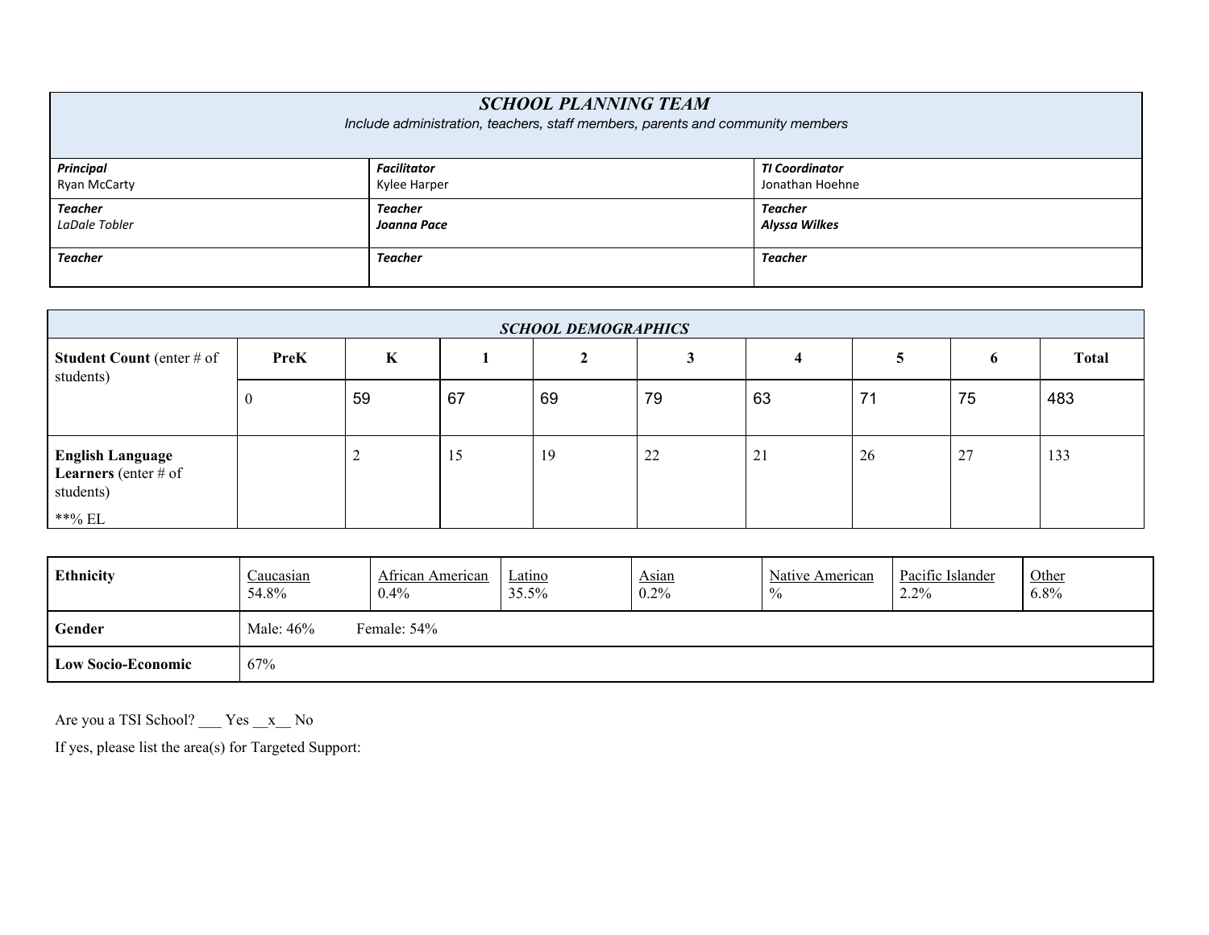| ***SCHOOL PLANNING TEAM*** <br> *Include administration, teachers, staff members, parents and community members* | | |
|---|---|---|
| ***Principal*** <br> Ryan McCarty | ***Facilitator*** <br> Kylee Harper | ***TI Coordinator*** <br> Jonathan Hoehne |
| ***Teacher*** <br> *LaDale Tobler* | ***Teacher*** <br> ***Joanna Pace*** | ***Teacher*** <br> ***Alyssa Wilkes*** |
| ***Teacher*** | ***Teacher*** | ***Teacher*** |

| ***SCHOOL DEMOGRAPHICS*** | | | | | | | | | |
|---|---|---|---|---|---|---|---|---|---|
| **Student Count** (enter # of students) | **PreK** | **K** | **1** | **2** | **3** | **4** | **5** | **6** | **Total** |
| | 0 | 59 | 67 | 69 | 79 | 63 | 71 | 75 | 483 |
| **English Language Learners** (enter # of students) <br> **% EL | | 2 | 15 | 19 | 22 | 21 | 26 | 27 | 133 |

| **Ethnicity** | Caucasian <br> 54.8% | African American <br> 0.4% | Latino <br> 35.5% | Asian <br> 0.2% | Native American <br> % | Pacific Islander <br> 2.2% | Other <br> 6.8% |
|---|---|---|---|---|---|---|---|
| **Gender** | Male: 46% Female: 54% | | | | | | |
| **Low Socio-Economic** | 67% | | | | | | |

Are you a TSI School? ___ Yes __x__ No

If yes, please list the area(s) for Targeted Support: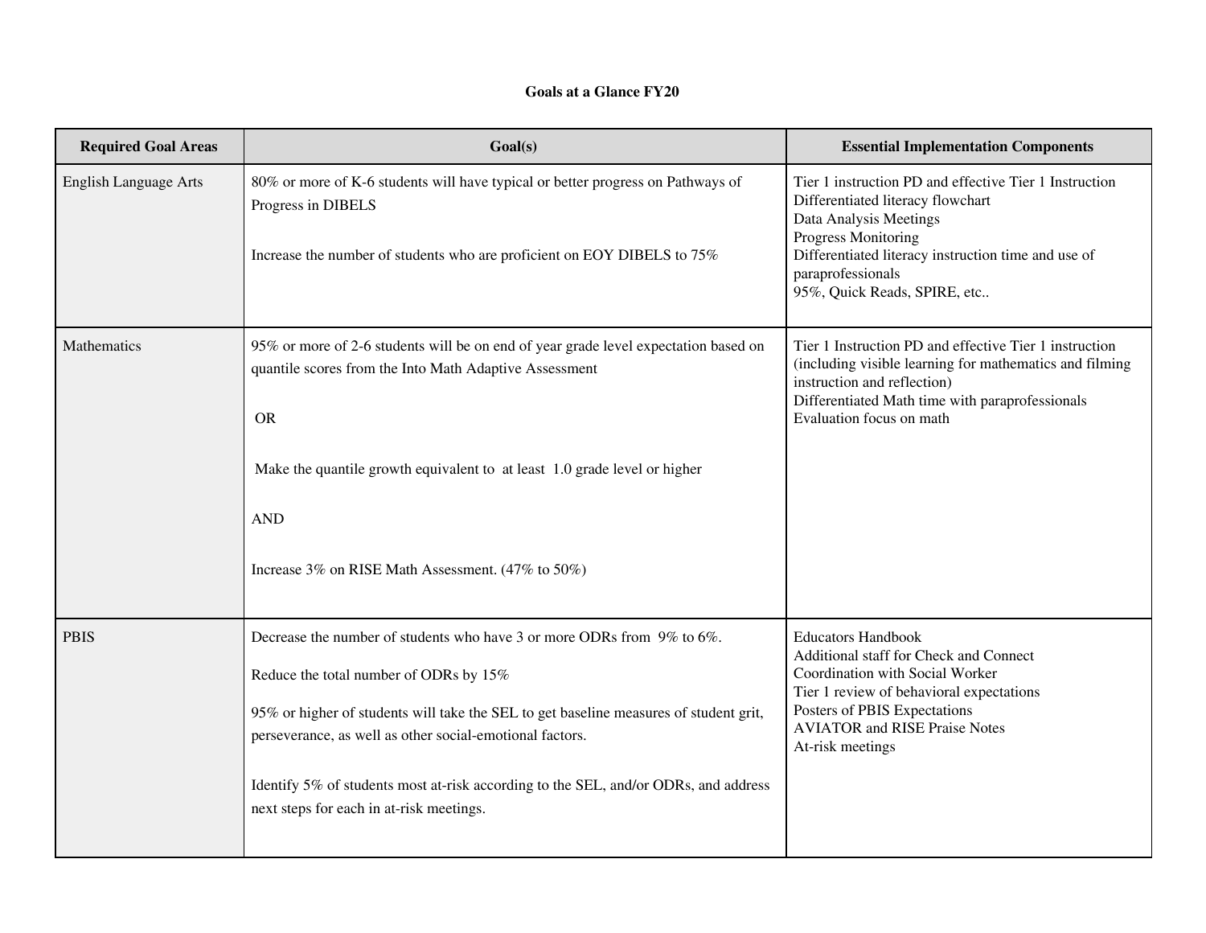# Goals at a Glance FY20

| Required Goal Areas | Goal(s) | Essential Implementation Components |
|---|---|---|
| English Language Arts | 80% or more of K-6 students will have typical or better progress on Pathways of Progress in DIBELS<br><br>Increase the number of students who are proficient on EOY DIBELS to 75% | Tier 1 instruction PD and effective Tier 1 Instruction<br>Differentiated literacy flowchart<br>Data Analysis Meetings<br>Progress Monitoring<br>Differentiated literacy instruction time and use of paraprofessionals<br>95%, Quick Reads, SPIRE, etc.. |
| Mathematics | 95% or more of 2-6 students will be on end of year grade level expectation based on quantile scores from the Into Math Adaptive Assessment<br><br>OR<br><br>Make the quantile growth equivalent to at least 1.0 grade level or higher<br><br>AND<br><br>Increase 3% on RISE Math Assessment. (47% to 50%) | Tier 1 Instruction PD and effective Tier 1 instruction (including visible learning for mathematics and filming instruction and reflection)<br>Differentiated Math time with paraprofessionals<br>Evaluation focus on math |
| PBIS | Decrease the number of students who have 3 or more ODRs from 9% to 6%.<br><br>Reduce the total number of ODRs by 15%<br><br>95% or higher of students will take the SEL to get baseline measures of student grit, perseverance, as well as other social-emotional factors.<br><br>Identify 5% of students most at-risk according to the SEL, and/or ODRs, and address next steps for each in at-risk meetings. | Educators Handbook<br>Additional staff for Check and Connect<br>Coordination with Social Worker<br>Tier 1 review of behavioral expectations<br>Posters of PBIS Expectations<br>AVIATOR and RISE Praise Notes<br>At-risk meetings |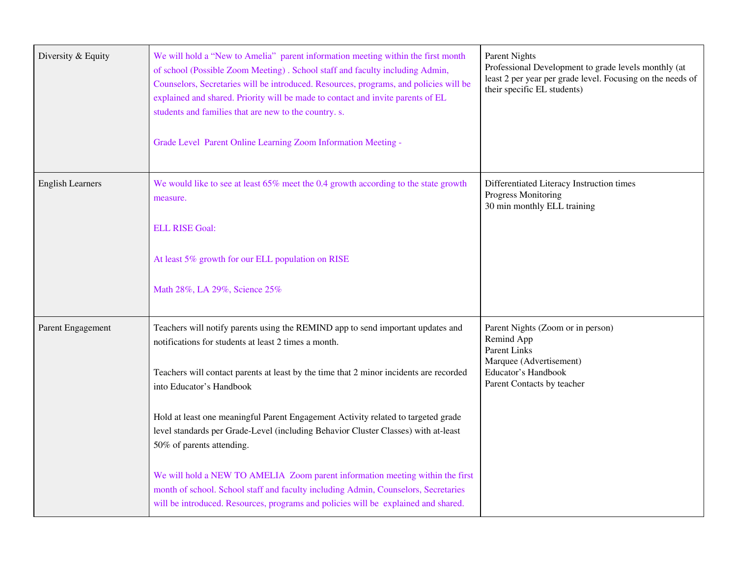| | | |
|---|---|---|
| Diversity & Equity | We will hold a "New to Amelia" parent information meeting within the first month of school (Possible Zoom Meeting) . School staff and faculty including Admin, Counselors, Secretaries will be introduced. Resources, programs, and policies will be explained and shared. Priority will be made to contact and invite parents of EL students and families that are new to the country. s.<br><br>Grade Level Parent Online Learning Zoom Information Meeting - | Parent Nights<br>Professional Development to grade levels monthly (at least 2 per year per grade level. Focusing on the needs of their specific EL students) |
| English Learners | We would like to see at least 65% meet the 0.4 growth according to the state growth measure.<br><br>ELL RISE Goal:<br><br>At least 5% growth for our ELL population on RISE<br><br>Math 28%, LA 29%, Science 25% | Differentiated Literacy Instruction times<br>Progress Monitoring<br>30 min monthly ELL training |
| Parent Engagement | Teachers will notify parents using the REMIND app to send important updates and notifications for students at least 2 times a month.<br><br>Teachers will contact parents at least by the time that 2 minor incidents are recorded into Educator's Handbook<br><br>Hold at least one meaningful Parent Engagement Activity related to targeted grade level standards per Grade-Level (including Behavior Cluster Classes) with at-least 50% of parents attending.<br><br>We will hold a NEW TO AMELIA Zoom parent information meeting within the first month of school. School staff and faculty including Admin, Counselors, Secretaries will be introduced. Resources, programs and policies will be explained and shared. | Parent Nights (Zoom or in person)<br>Remind App<br>Parent Links<br>Marquee (Advertisement)<br>Educator's Handbook<br>Parent Contacts by teacher |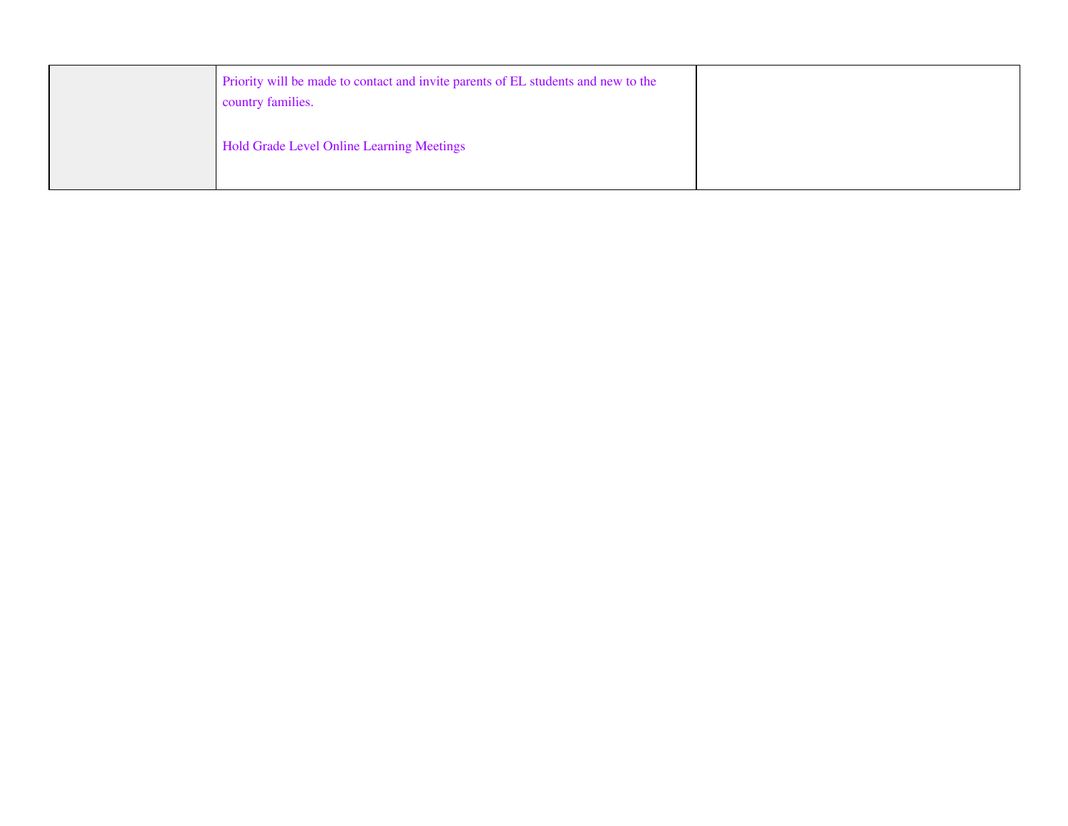| | | |
|---|---|---|
| | Priority will be made to contact and invite parents of EL students and new to the country families.<br><br>Hold Grade Level Online Learning Meetings | |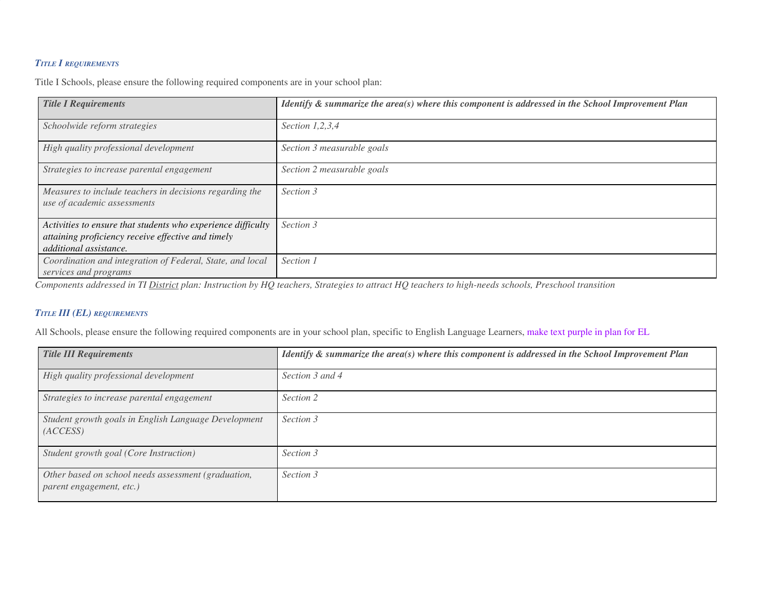### *Title I requirements*

Title I Schools, please ensure the following required components are in your school plan:

| *Title I Requirements* | *Identify & summarize the area(s) where this component is addressed in the School Improvement Plan* |
|---|---|
| *Schoolwide reform strategies* | *Section 1,2,3,4* |
| *High quality professional development* | *Section 3 measurable goals* |
| *Strategies to increase parental engagement* | *Section 2 measurable goals* |
| *Measures to include teachers in decisions regarding the use of academic assessments* | *Section 3* |
| *Activities to ensure that students who experience difficulty attaining proficiency receive effective and timely additional assistance.* | *Section 3* |
| *Coordination and integration of Federal, State, and local services and programs* | *Section 1* |

*Components addressed in TI District plan: Instruction by HQ teachers, Strategies to attract HQ teachers to high-needs schools, Preschool transition*

### *Title III (EL) requirements*

All Schools, please ensure the following required components are in your school plan, specific to English Language Learners, make text purple in plan for EL

| *Title III Requirements* | *Identify & summarize the area(s) where this component is addressed in the School Improvement Plan* |
|---|---|
| *High quality professional development* | *Section 3 and 4* |
| *Strategies to increase parental engagement* | *Section 2* |
| *Student growth goals in English Language Development (ACCESS)* | *Section 3* |
| *Student growth goal (Core Instruction)* | *Section 3* |
| *Other based on school needs assessment (graduation, parent engagement, etc.)* | *Section 3* |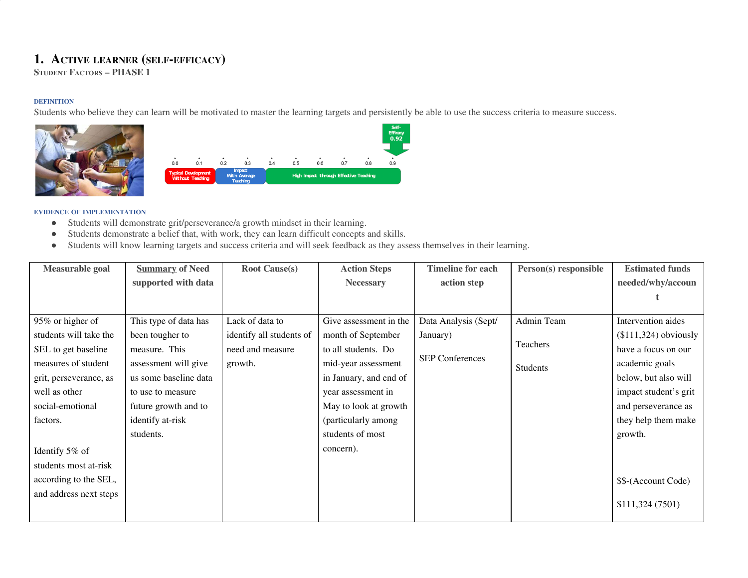# 1. Active Learner (Self-Efficacy)

**Student Factors – PHASE 1**

**DEFINITION**

Students who believe they can learn will be motivated to master the learning targets and persistently be able to use the success criteria to measure success.

**EVIDENCE OF IMPLEMENTATION**

- Students will demonstrate grit/perseverance/a growth mindset in their learning.
- Students demonstrate a belief that, with work, they can learn difficult concepts and skills.
- Students will know learning targets and success criteria and will seek feedback as they assess themselves in their learning.

| Measurable goal | Summary of Need supported with data | Root Cause(s) | Action Steps Necessary | Timeline for each action step | Person(s) responsible | Estimated funds needed/why/account |
|---|---|---|---|---|---|---|
| 95% or higher of students will take the SEL to get baseline measures of student grit, perseverance, as well as other social-emotional factors.<br><br>Identify 5% of students most at-risk according to the SEL, and address next steps | This type of data has been tougher to measure. This assessment will give us some baseline data to use to measure future growth and to identify at-risk students. | Lack of data to identify all students of need and measure growth. | Give assessment in the month of September to all students. Do mid-year assessment in January, and end of year assessment in May to look at growth (particularly among students of most concern). | Data Analysis (Sept/ January)<br><br>SEP Conferences | Admin Team<br><br>Teachers<br><br>Students | Intervention aides ($111,324) obviously have a focus on our academic goals below, but also will impact student's grit and perseverance as they help them make growth.<br><br>$$-(Account Code)<br><br>$111,324 (7501) |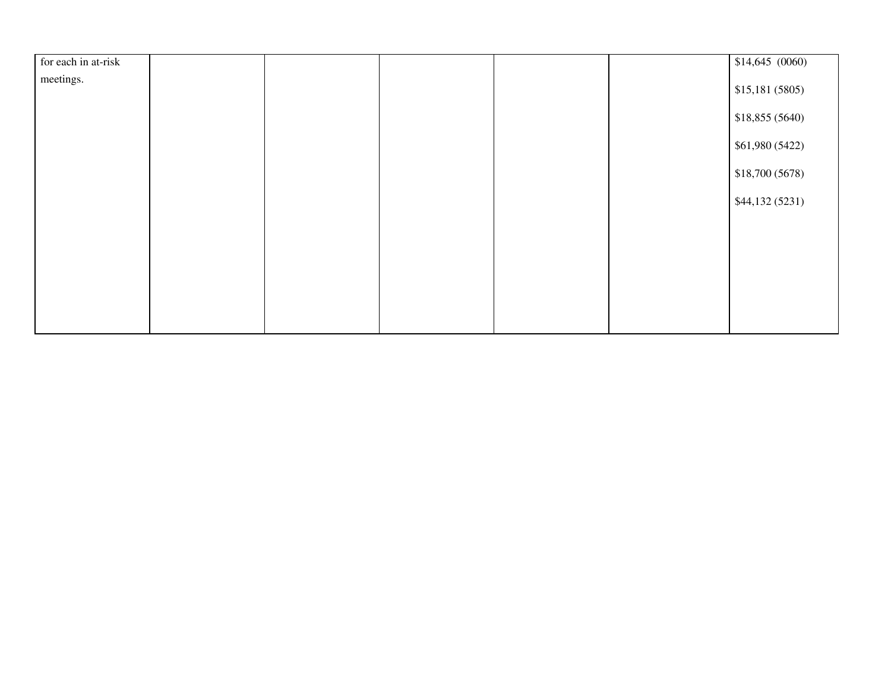| | | | | | | |
|---|---|---|---|---|---|---|
| for each in at-risk meetings. | | | | | | $14,645 (0060)<br><br>$15,181 (5805)<br><br>$18,855 (5640)<br><br>$61,980 (5422)<br><br>$18,700 (5678)<br><br>$44,132 (5231) |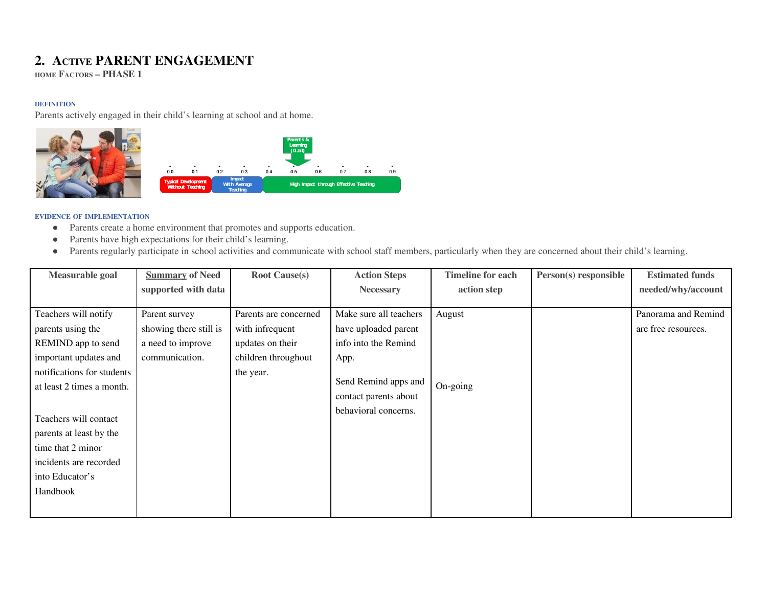## 2. Active PARENT ENGAGEMENT

home Factors – PHASE 1

**DEFINITION**

Parents actively engaged in their child's learning at school and at home.

**EVIDENCE OF IMPLEMENTATION**

- Parents create a home environment that promotes and supports education.
- Parents have high expectations for their child's learning.
- Parents regularly participate in school activities and communicate with school staff members, particularly when they are concerned about their child's learning.

| Measurable goal | Summary of Need supported with data | Root Cause(s) | Action Steps Necessary | Timeline for each action step | Person(s) responsible | Estimated funds needed/why/account |
|---|---|---|---|---|---|---|
| Teachers will notify parents using the REMIND app to send important updates and notifications for students at least 2 times a month.<br><br>Teachers will contact parents at least by the time that 2 minor incidents are recorded into Educator's Handbook | Parent survey showing there still is a need to improve communication. | Parents are concerned with infrequent updates on their children throughout the year. | Make sure all teachers have uploaded parent info into the Remind App.<br><br>Send Remind apps and contact parents about behavioral concerns. | August<br><br>On-going | | Panorama and Remind are free resources. |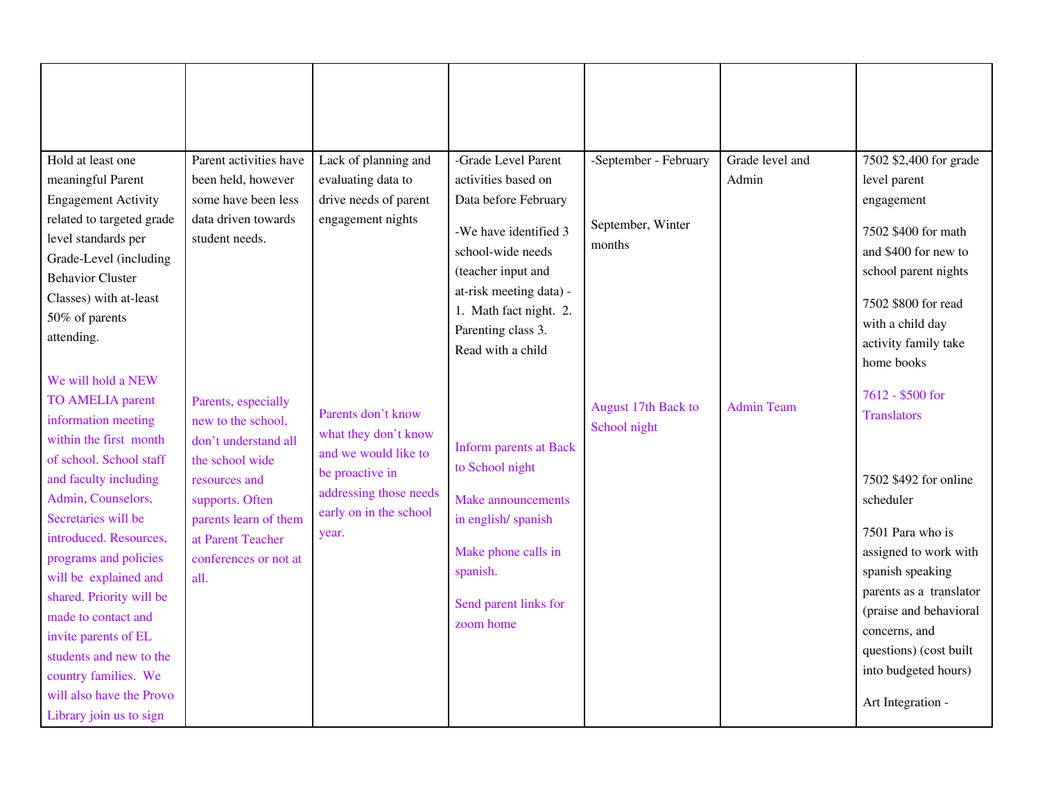| | | | | | | |
|---|---|---|---|---|---|---|
| Hold at least one meaningful Parent Engagement Activity related to targeted grade level standards per Grade-Level (including Behavior Cluster Classes) with at-least 50% of parents attending.<br><br>We will hold a NEW TO AMELIA parent information meeting within the first month of school. School staff and faculty including Admin, Counselors, Secretaries will be introduced. Resources, programs and policies will be explained and shared. Priority will be made to contact and invite parents of EL students and new to the country families. We will also have the Provo Library join us to sign | Parent activities have been held, however some have been less data driven towards student needs.<br><br>Parents, especially new to the school, don't understand all the school wide resources and supports. Often parents learn of them at Parent Teacher conferences or not at all. | Lack of planning and evaluating data to drive needs of parent engagement nights<br><br>Parents don't know what they don't know and we would like to be proactive in addressing those needs early on in the school year. | -Grade Level Parent activities based on Data before February<br><br>-We have identified 3 school-wide needs (teacher input and at-risk meeting data) - 1. Math fact night. 2. Parenting class 3. Read with a child<br><br>Inform parents at Back to School night<br><br>Make announcements in english/ spanish<br><br>Make phone calls in spanish.<br><br>Send parent links for zoom home | -September - February<br><br>September, Winter months<br><br>August 17th Back to School night | Grade level and Admin<br><br>Admin Team | 7502 $2,400 for grade level parent engagement<br><br>7502 $400 for math and $400 for new to school parent nights<br><br>7502 $800 for read with a child day activity family take home books<br><br>7612 - $500 for Translators<br><br>7502 $492 for online scheduler<br><br>7501 Para who is assigned to work with spanish speaking parents as a translator (praise and behavioral concerns, and questions) (cost built into budgeted hours)<br><br>Art Integration - |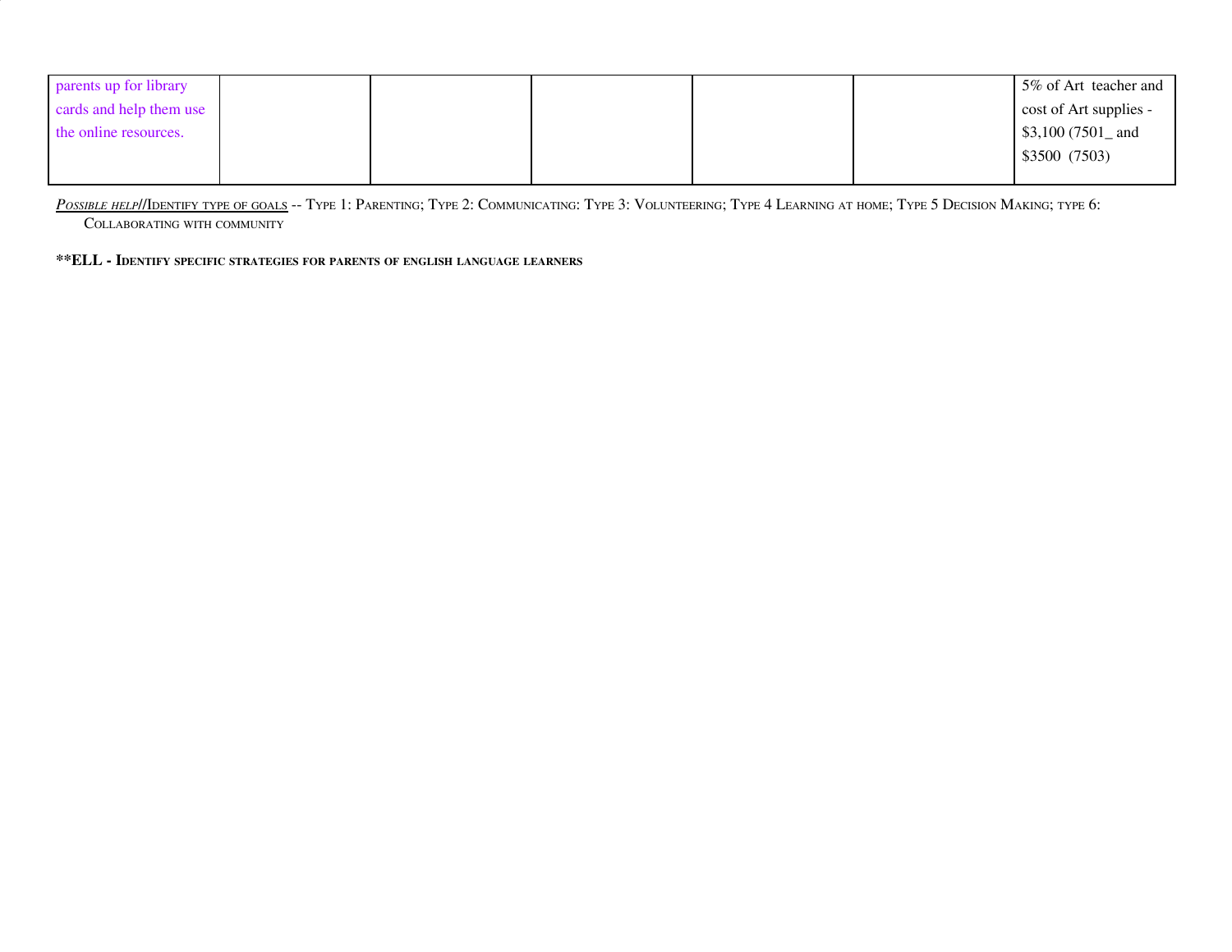| | | | | | | |
|---|---|---|---|---|---|---|
| parents up for library cards and help them use the online resources. | | | | | | 5% of Art teacher and cost of Art supplies - $3,100 (7501_ and $3500 (7503) |

*Possible help*//Identify type of goals -- Type 1: Parenting; Type 2: Communicating: Type 3: Volunteering; Type 4 Learning at home; Type 5 Decision Making; type 6: Collaborating with community

**\*\*ELL - Identify specific strategies for parents of english language learners**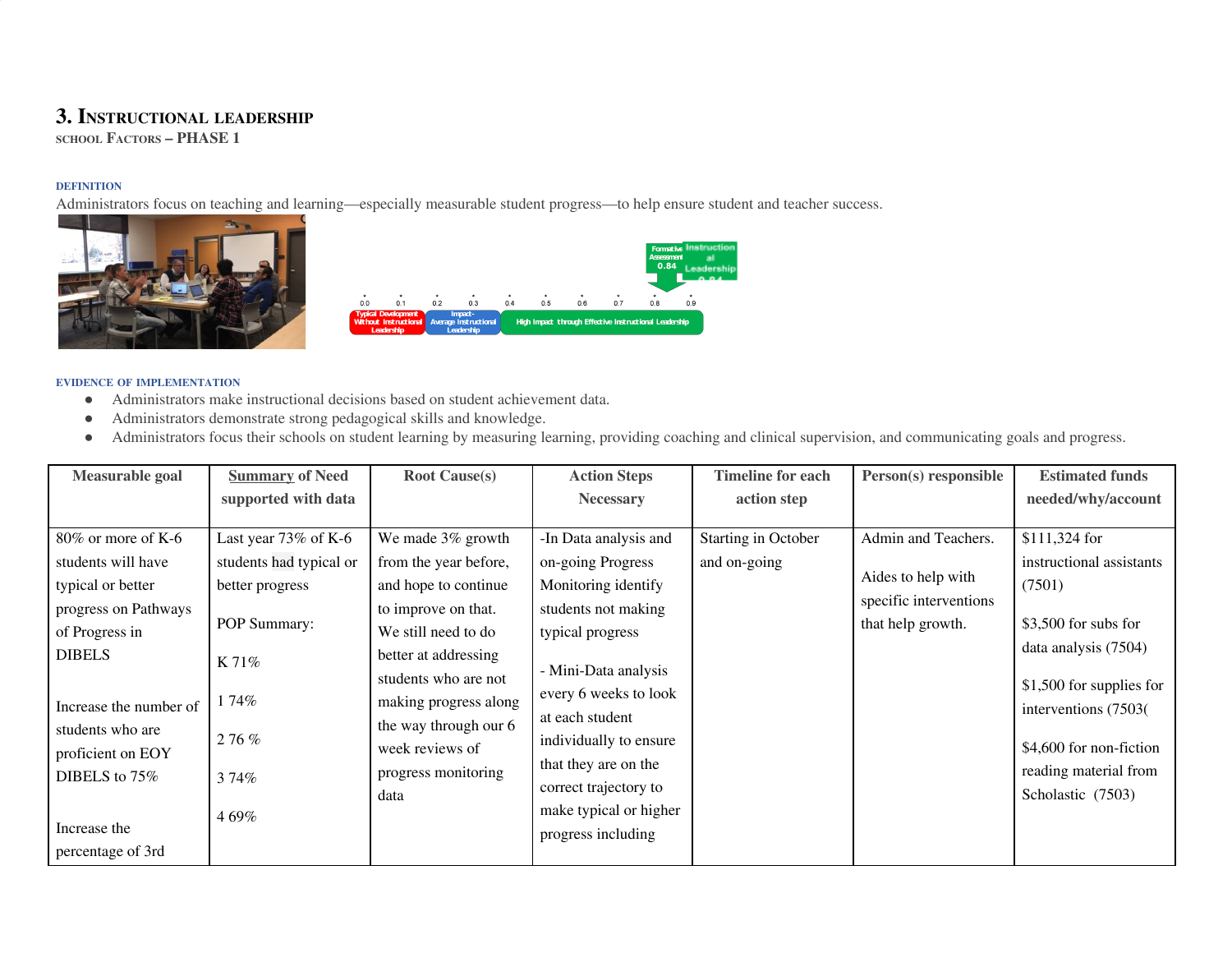# 3. Instructional Leadership

**school Factors – PHASE 1**

**DEFINITION**

Administrators focus on teaching and learning—especially measurable student progress—to help ensure student and teacher success.

**EVIDENCE OF IMPLEMENTATION**

- Administrators make instructional decisions based on student achievement data.
- Administrators demonstrate strong pedagogical skills and knowledge.
- Administrators focus their schools on student learning by measuring learning, providing coaching and clinical supervision, and communicating goals and progress.

| Measurable goal | Summary of Need supported with data | Root Cause(s) | Action Steps Necessary | Timeline for each action step | Person(s) responsible | Estimated funds needed/why/account |
|---|---|---|---|---|---|---|
| 80% or more of K-6 students will have typical or better progress on Pathways of Progress in DIBELS<br><br>Increase the number of students who are proficient on EOY DIBELS to 75%<br><br>Increase the percentage of 3rd | Last year 73% of K-6 students had typical or better progress<br><br>POP Summary:<br><br>K 71%<br><br>1 74%<br><br>2 76 %<br><br>3 74%<br><br>4 69% | We made 3% growth from the year before, and hope to continue to improve on that. We still need to do better at addressing students who are not making progress along the way through our 6 week reviews of progress monitoring data | -In Data analysis and on-going Progress Monitoring identify students not making typical progress<br><br>- Mini-Data analysis every 6 weeks to look at each student individually to ensure that they are on the correct trajectory to make typical or higher progress including | Starting in October and on-going | Admin and Teachers.<br><br>Aides to help with specific interventions that help growth. | $111,324 for instructional assistants (7501)<br><br>$3,500 for subs for data analysis (7504)<br><br>$1,500 for supplies for interventions (7503(<br><br>$4,600 for non-fiction reading material from Scholastic (7503) |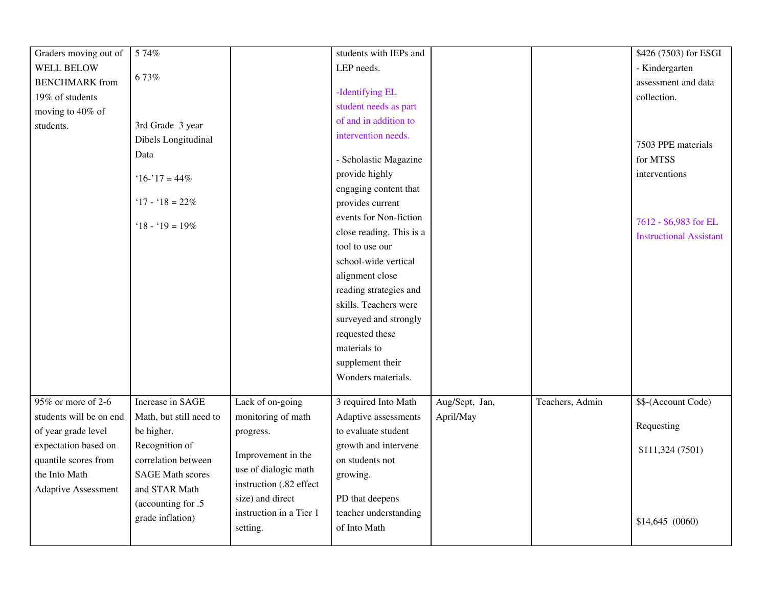| | | | | | | |
|---|---|---|---|---|---|---|
| Graders moving out of WELL BELOW BENCHMARK from 19% of students moving to 40% of students. | 5 74%<br><br>6 73%<br><br>3rd Grade 3 year Dibels Longitudinal Data<br><br>'16-'17 = 44%<br><br>'17 - '18 = 22%<br><br>'18 - '19 = 19% | | students with IEPs and LEP needs.<br><br>-Identifying EL student needs as part of and in addition to intervention needs.<br><br>- Scholastic Magazine provide highly engaging content that provides current events for Non-fiction close reading. This is a tool to use our school-wide vertical alignment close reading strategies and skills. Teachers were surveyed and strongly requested these materials to supplement their Wonders materials. | | | $426 (7503) for ESGI - Kindergarten assessment and data collection.<br><br>7503 PPE materials for MTSS interventions<br><br>7612 - $6,983 for EL Instructional Assistant |
| 95% or more of 2-6 students will be on end of year grade level expectation based on quantile scores from the Into Math Adaptive Assessment | Increase in SAGE Math, but still need to be higher. Recognition of correlation between SAGE Math scores and STAR Math (accounting for .5 grade inflation) | Lack of on-going monitoring of math progress.<br><br>Improvement in the use of dialogic math instruction (.82 effect size) and direct instruction in a Tier 1 setting. | 3 required Into Math Adaptive assessments to evaluate student growth and intervene on students not growing.<br><br>PD that deepens teacher understanding of Into Math | Aug/Sept, Jan, April/May | Teachers, Admin | $$-(Account Code)<br><br>Requesting<br><br>$111,324 (7501)<br><br>$14,645 (0060) |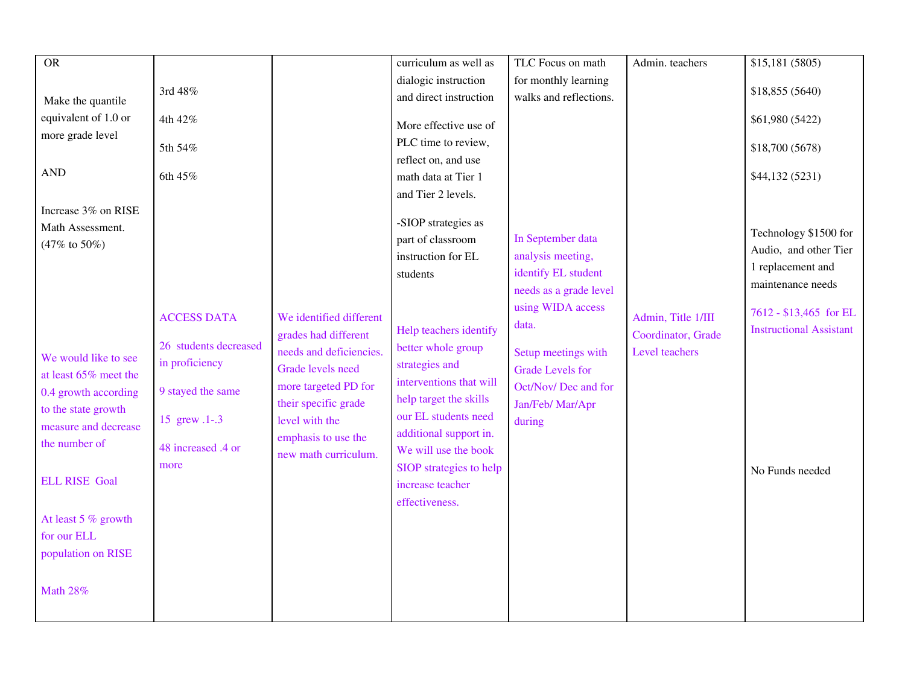| | | | | | | |
|---|---|---|---|---|---|---|
| OR<br><br>Make the quantile equivalent of 1.0 or more grade level<br><br>AND<br><br>Increase 3% on RISE Math Assessment. (47% to 50%) | 3rd 48%<br><br>4th 42%<br><br>5th 54%<br><br>6th 45% | | curriculum as well as dialogic instruction and direct instruction<br><br>More effective use of PLC time to review, reflect on, and use math data at Tier 1 and Tier 2 levels.<br><br>-SIOP strategies as part of classroom instruction for EL students | TLC Focus on math for monthly learning walks and reflections. | Admin. teachers | $15,181 (5805)<br><br>$18,855 (5640)<br><br>$61,980 (5422)<br><br>$18,700 (5678)<br><br>$44,132 (5231)<br><br>Technology $1500 for Audio, and other Tier 1 replacement and maintenance needs |
| We would like to see at least 65% meet the 0.4 growth according to the state growth measure and decrease the number of<br><br>ELL RISE Goal<br><br>At least 5 % growth for our ELL population on RISE<br><br>Math 28% | ACCESS DATA<br><br>26 students decreased in proficiency<br><br>9 stayed the same<br><br>15 grew .1-.3<br><br>48 increased .4 or more | We identified different grades had different needs and deficiencies. Grade levels need more targeted PD for their specific grade level with the emphasis to use the new math curriculum. | Help teachers identify better whole group strategies and interventions that will help target the skills our EL students need additional support in. We will use the book SIOP strategies to help increase teacher effectiveness. | In September data analysis meeting, identify EL student needs as a grade level using WIDA access data.<br><br>Setup meetings with Grade Levels for Oct/Nov/ Dec and for Jan/Feb/ Mar/Apr during | Admin, Title 1/III Coordinator, Grade Level teachers | 7612 - $13,465 for EL Instructional Assistant<br><br>No Funds needed |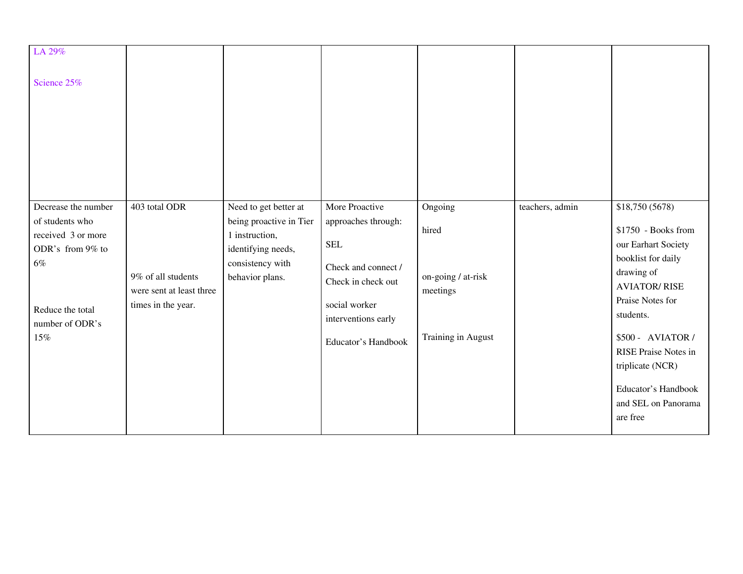| | | | | | | |
|---|---|---|---|---|---|---|
| LA 29%<br><br>Science 25% | | | | | | |
| Decrease the number of students who received 3 or more ODR's from 9% to 6%<br><br>Reduce the total number of ODR's 15% | 403 total ODR<br><br>9% of all students were sent at least three times in the year. | Need to get better at being proactive in Tier 1 instruction, identifying needs, consistency with behavior plans. | More Proactive approaches through:<br><br>SEL<br><br>Check and connect / Check in check out<br><br>social worker interventions early<br><br>Educator's Handbook | Ongoing<br><br>hired<br><br>on-going / at-risk meetings<br><br>Training in August | teachers, admin | $18,750 (5678)<br><br>$1750 - Books from our Earhart Society booklist for daily drawing of AVIATOR/ RISE Praise Notes for students.<br><br>$500 - AVIATOR / RISE Praise Notes in triplicate (NCR)<br><br>Educator's Handbook and SEL on Panorama are free |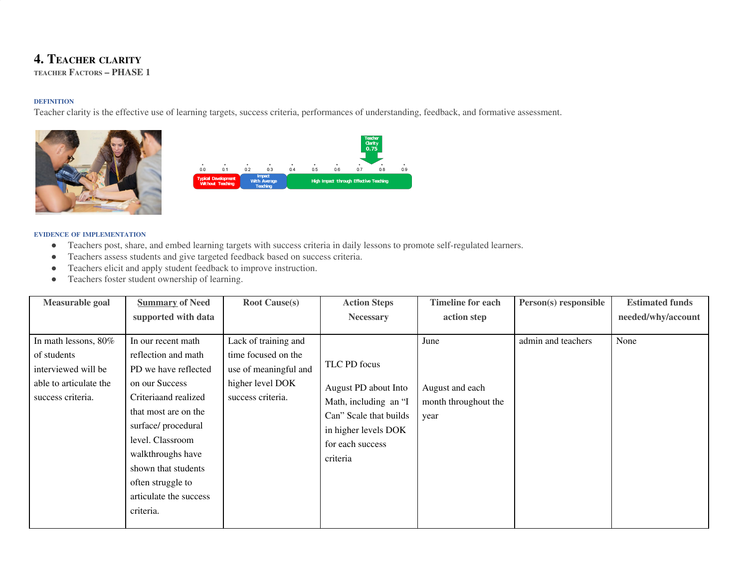# 4. Teacher clarity

teacher Factors – PHASE 1

DEFINITION

Teacher clarity is the effective use of learning targets, success criteria, performances of understanding, feedback, and formative assessment.

EVIDENCE OF IMPLEMENTATION

- Teachers post, share, and embed learning targets with success criteria in daily lessons to promote self-regulated learners.
- Teachers assess students and give targeted feedback based on success criteria.
- Teachers elicit and apply student feedback to improve instruction.
- Teachers foster student ownership of learning.

| Measurable goal | Summary of Need supported with data | Root Cause(s) | Action Steps Necessary | Timeline for each action step | Person(s) responsible | Estimated funds needed/why/account |
|---|---|---|---|---|---|---|
| In math lessons, 80% of students interviewed will be able to articulate the success criteria. | In our recent math reflection and math PD we have reflected on our Success Criteriaand realized that most are on the surface/ procedural level. Classroom walkthroughs have shown that students often struggle to articulate the success criteria. | Lack of training and time focused on the use of meaningful and higher level DOK success criteria. | TLC PD focus<br><br>August PD about Into Math, including an "I Can" Scale that builds in higher levels DOK for each success criteria | June<br><br>August and each month throughout the year | admin and teachers | None |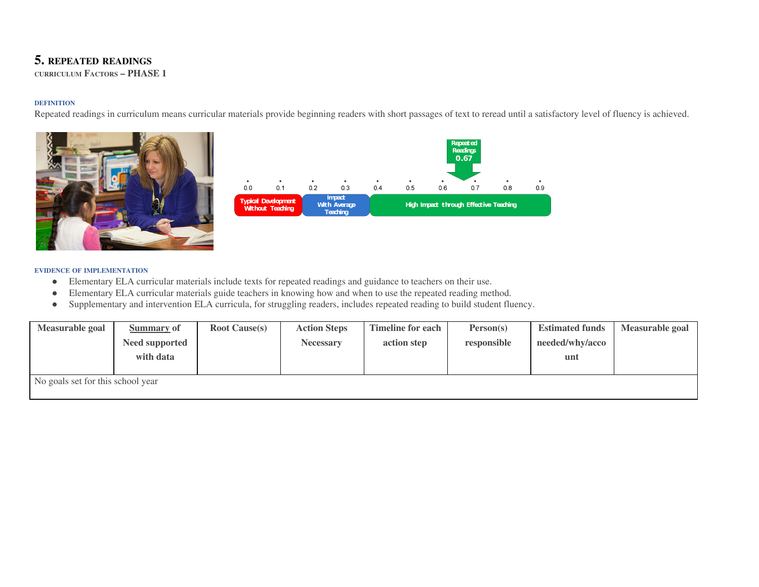# 5. REPEATED READINGS

CURRICULUM FACTORS – PHASE 1

### DEFINITION

Repeated readings in curriculum means curricular materials provide beginning readers with short passages of text to reread until a satisfactory level of fluency is achieved.

### EVIDENCE OF IMPLEMENTATION

- Elementary ELA curricular materials include texts for repeated readings and guidance to teachers on their use.
- Elementary ELA curricular materials guide teachers in knowing how and when to use the repeated reading method.
- Supplementary and intervention ELA curricula, for struggling readers, includes repeated reading to build student fluency.

| Measurable goal | Summary of Need supported with data | Root Cause(s) | Action Steps Necessary | Timeline for each action step | Person(s) responsible | Estimated funds needed/why/account | Measurable goal |
|---|---|---|---|---|---|---|---|
| No goals set for this school year | | | | | | | |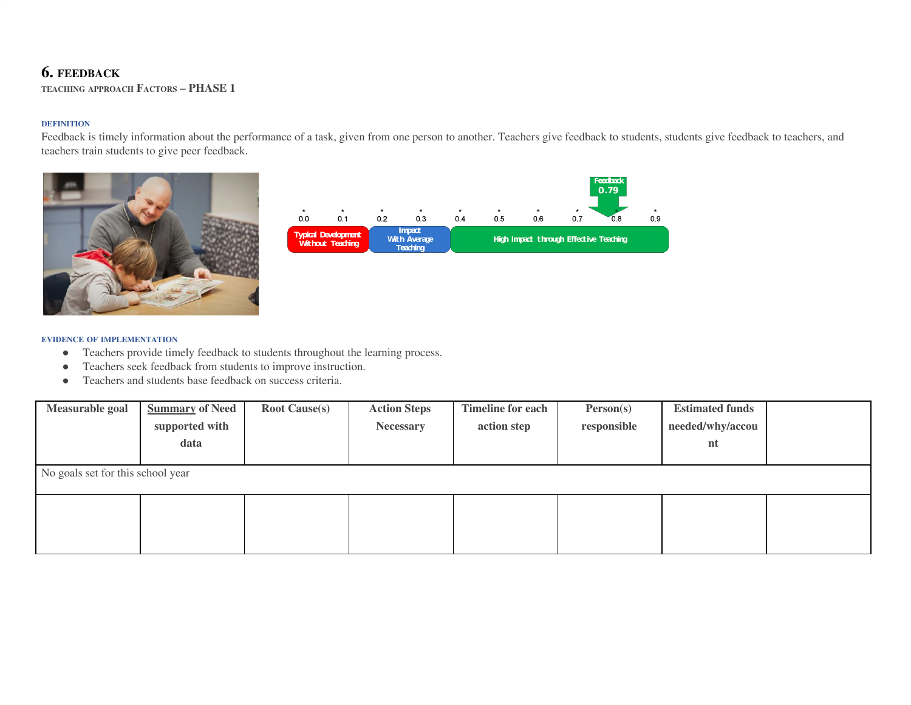# 6. FEEDBACK

TEACHING APPROACH FACTORS – PHASE 1

**DEFINITION**

Feedback is timely information about the performance of a task, given from one person to another. Teachers give feedback to students, students give feedback to teachers, and teachers train students to give peer feedback.

Feedback
0.79

0.0 0.1 0.2 0.3 0.4 0.5 0.6 0.7 0.8 0.9

Typical Development Without Teaching

Impact With Average Teaching

High Impact through Effective Teaching

**EVIDENCE OF IMPLEMENTATION**

- Teachers provide timely feedback to students throughout the learning process.
- Teachers seek feedback from students to improve instruction.
- Teachers and students base feedback on success criteria.

| Measurable goal | Summary of Need supported with data | Root Cause(s) | Action Steps Necessary | Timeline for each action step | Person(s) responsible | Estimated funds needed/why/account | |
|---|---|---|---|---|---|---|---|
| No goals set for this school year | | | | | | | |
| | | | | | | | |